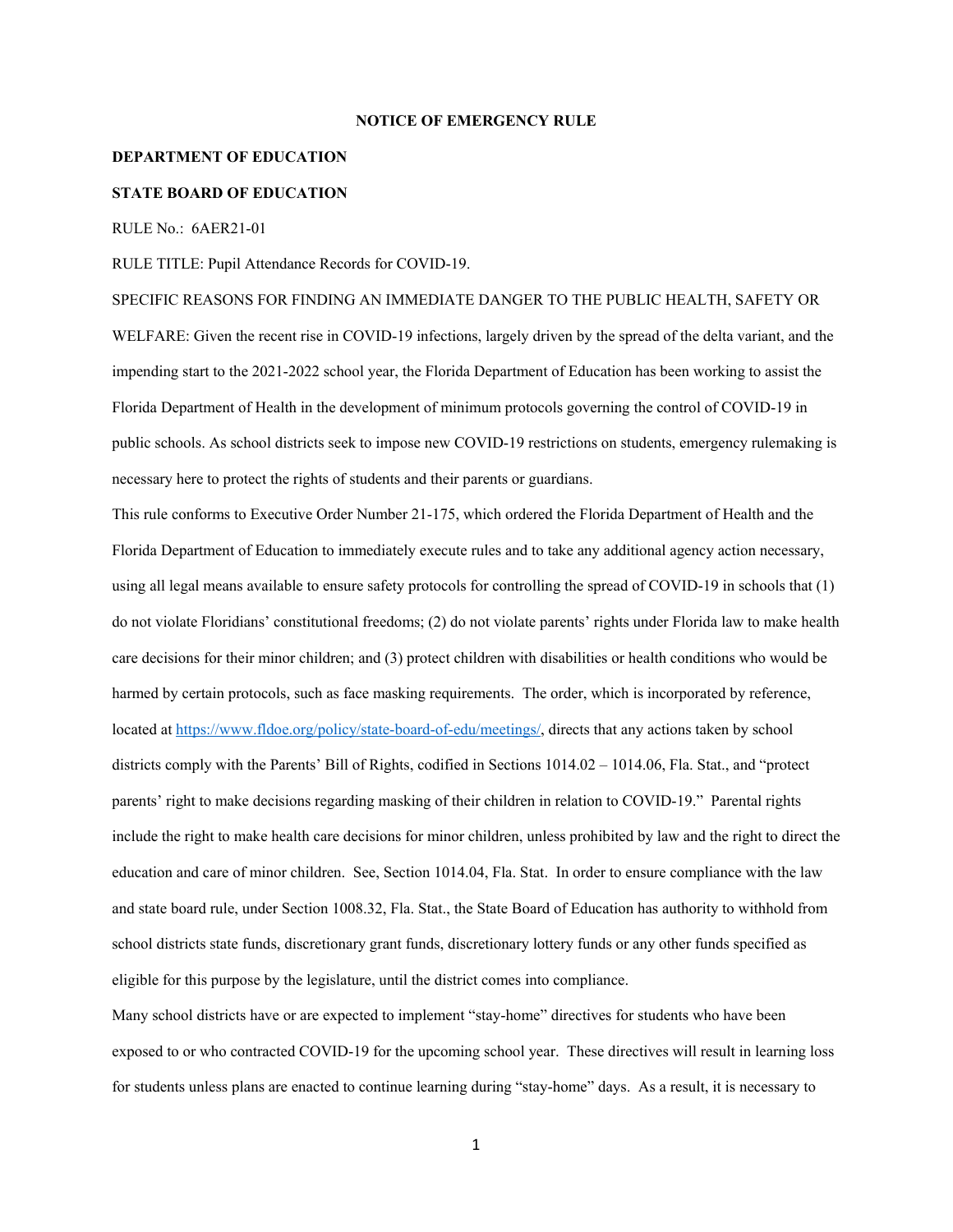**NOTICE OF EMERGENCY RULE**

**DEPARTMENT OF EDUCATION**

**STATE BOARD OF EDUCATION**

RULE No.: 6AER21-01

RULE TITLE: Pupil Attendance Records for COVID-19.

SPECIFIC REASONS FOR FINDING AN IMMEDIATE DANGER TO THE PUBLIC HEALTH, SAFETY OR WELFARE: Given the recent rise in COVID-19 infections, largely driven by the spread of the delta variant, and the impending start to the 2021-2022 school year, the Florida Department of Education has been working to assist the Florida Department of Health in the development of minimum protocols governing the control of COVID-19 in public schools. As school districts seek to impose new COVID-19 restrictions on students, emergency rulemaking is necessary here to protect the rights of students and their parents or guardians.

This rule conforms to Executive Order Number 21-175, which ordered the Florida Department of Health and the Florida Department of Education to immediately execute rules and to take any additional agency action necessary, using all legal means available to ensure safety protocols for controlling the spread of COVID-19 in schools that (1) do not violate Floridians' constitutional freedoms; (2) do not violate parents' rights under Florida law to make health care decisions for their minor children; and (3) protect children with disabilities or health conditions who would be harmed by certain protocols, such as face masking requirements. The order, which is incorporated by reference, located at [https://www.fldoe.org/policy/state-board-of-edu/meetings/](https://www.fldoe.org/policy/state-board-of-edu/meetings/), directs that any actions taken by school districts comply with the Parents' Bill of Rights, codified in Sections 1014.02 – 1014.06, Fla. Stat., and "protect parents' right to make decisions regarding masking of their children in relation to COVID-19." Parental rights include the right to make health care decisions for minor children, unless prohibited by law and the right to direct the education and care of minor children. See, Section 1014.04, Fla. Stat. In order to ensure compliance with the law and state board rule, under Section 1008.32, Fla. Stat., the State Board of Education has authority to withhold from school districts state funds, discretionary grant funds, discretionary lottery funds or any other funds specified as eligible for this purpose by the legislature, until the district comes into compliance.

Many school districts have or are expected to implement "stay-home" directives for students who have been exposed to or who contracted COVID-19 for the upcoming school year. These directives will result in learning loss for students unless plans are enacted to continue learning during "stay-home" days. As a result, it is necessary to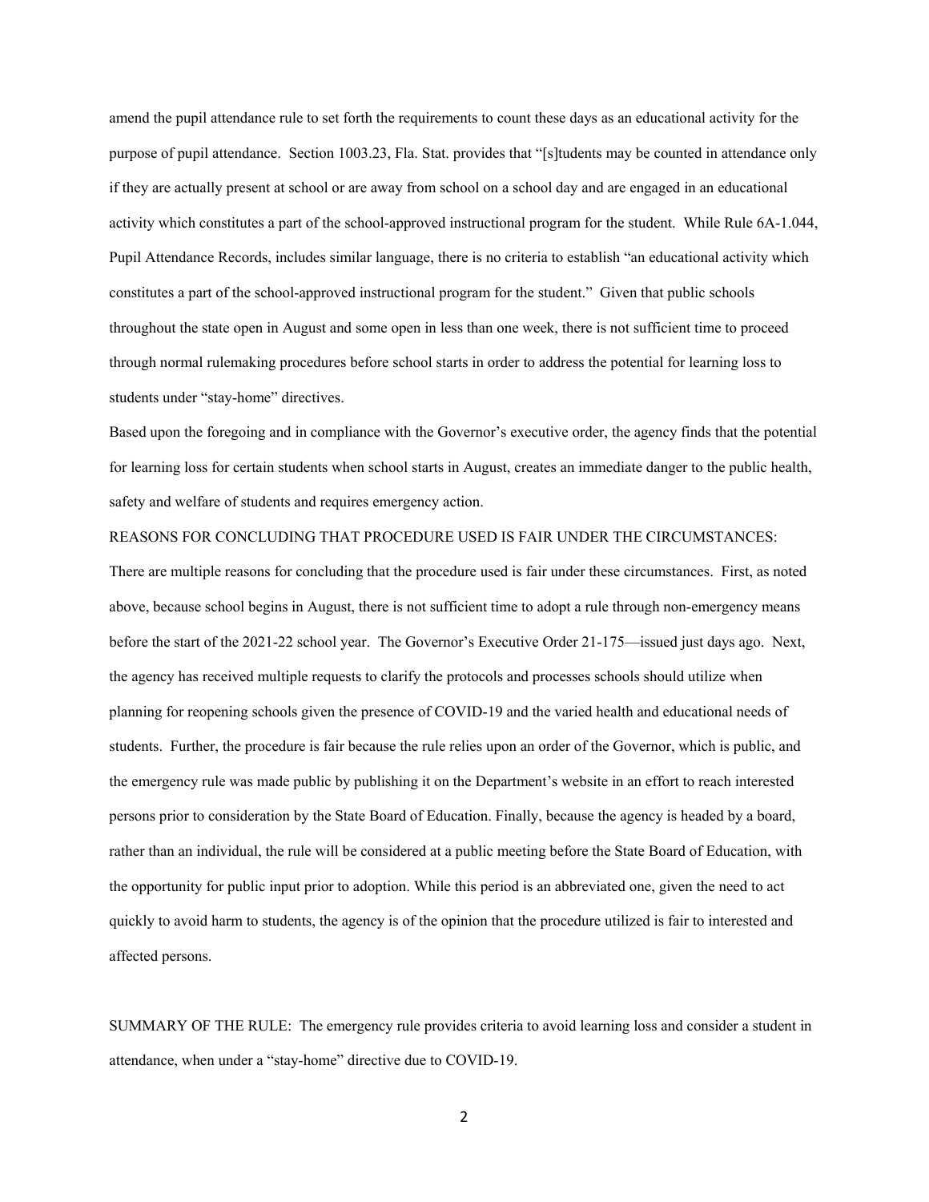amend the pupil attendance rule to set forth the requirements to count these days as an educational activity for the purpose of pupil attendance. Section 1003.23, Fla. Stat. provides that "[s]tudents may be counted in attendance only if they are actually present at school or are away from school on a school day and are engaged in an educational activity which constitutes a part of the school-approved instructional program for the student. While Rule 6A-1.044, Pupil Attendance Records, includes similar language, there is no criteria to establish "an educational activity which constitutes a part of the school-approved instructional program for the student." Given that public schools throughout the state open in August and some open in less than one week, there is not sufficient time to proceed through normal rulemaking procedures before school starts in order to address the potential for learning loss to students under "stay-home" directives.

Based upon the foregoing and in compliance with the Governor's executive order, the agency finds that the potential for learning loss for certain students when school starts in August, creates an immediate danger to the public health, safety and welfare of students and requires emergency action.

REASONS FOR CONCLUDING THAT PROCEDURE USED IS FAIR UNDER THE CIRCUMSTANCES: There are multiple reasons for concluding that the procedure used is fair under these circumstances. First, as noted above, because school begins in August, there is not sufficient time to adopt a rule through non-emergency means before the start of the 2021-22 school year. The Governor's Executive Order 21-175—issued just days ago. Next, the agency has received multiple requests to clarify the protocols and processes schools should utilize when planning for reopening schools given the presence of COVID-19 and the varied health and educational needs of students. Further, the procedure is fair because the rule relies upon an order of the Governor, which is public, and the emergency rule was made public by publishing it on the Department's website in an effort to reach interested persons prior to consideration by the State Board of Education. Finally, because the agency is headed by a board, rather than an individual, the rule will be considered at a public meeting before the State Board of Education, with the opportunity for public input prior to adoption. While this period is an abbreviated one, given the need to act quickly to avoid harm to students, the agency is of the opinion that the procedure utilized is fair to interested and affected persons.

SUMMARY OF THE RULE: The emergency rule provides criteria to avoid learning loss and consider a student in attendance, when under a "stay-home" directive due to COVID-19.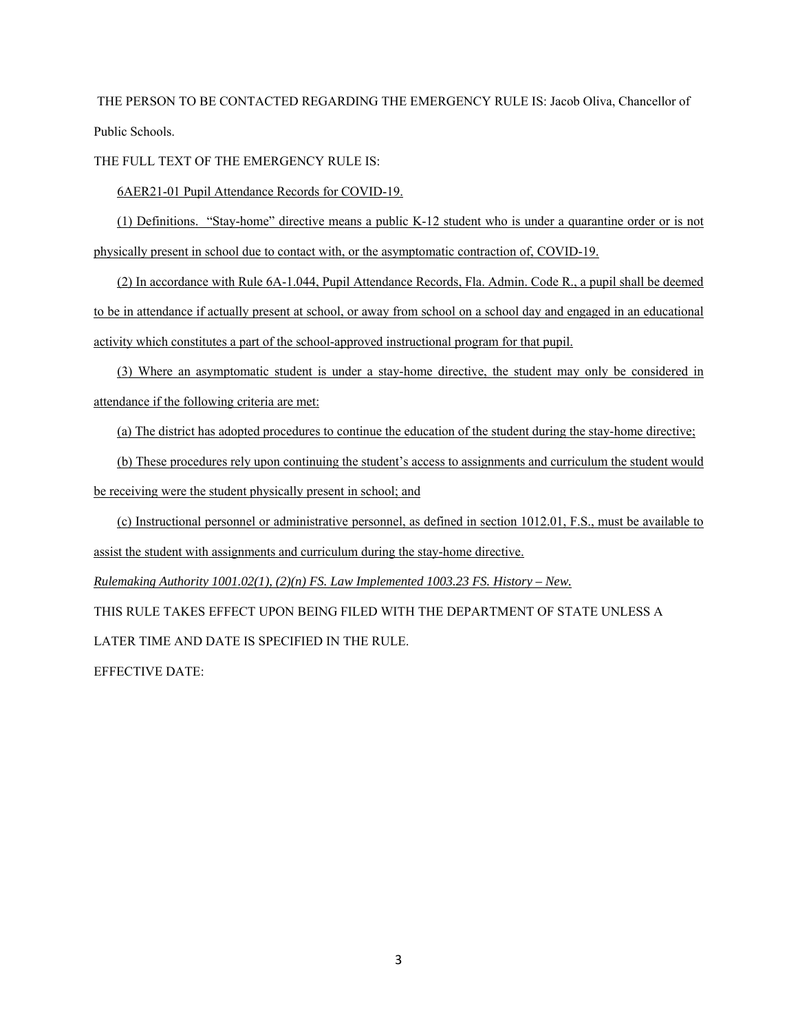THE PERSON TO BE CONTACTED REGARDING THE EMERGENCY RULE IS: Jacob Oliva, Chancellor of Public Schools.

THE FULL TEXT OF THE EMERGENCY RULE IS:

<u>6AER21-01 Pupil Attendance Records for COVID-19.</u>

<u>(1) Definitions. "Stay-home" directive means a public K-12 student who is under a quarantine order or is not physically present in school due to contact with, or the asymptomatic contraction of, COVID-19.</u>

<u>(2) In accordance with Rule 6A-1.044, Pupil Attendance Records, Fla. Admin. Code R., a pupil shall be deemed to be in attendance if actually present at school, or away from school on a school day and engaged in an educational activity which constitutes a part of the school-approved instructional program for that pupil.</u>

<u>(3) Where an asymptomatic student is under a stay-home directive, the student may only be considered in attendance if the following criteria are met:</u>

<u>(a) The district has adopted procedures to continue the education of the student during the stay-home directive;</u>

<u>(b) These procedures rely upon continuing the student's access to assignments and curriculum the student would be receiving were the student physically present in school; and</u>

<u>(c) Instructional personnel or administrative personnel, as defined in section 1012.01, F.S., must be available to assist the student with assignments and curriculum during the stay-home directive.</u>

*Rulemaking Authority 1001.02(1), (2)(n) FS. Law Implemented 1003.23 FS. History – New.*

THIS RULE TAKES EFFECT UPON BEING FILED WITH THE DEPARTMENT OF STATE UNLESS A LATER TIME AND DATE IS SPECIFIED IN THE RULE.

EFFECTIVE DATE: